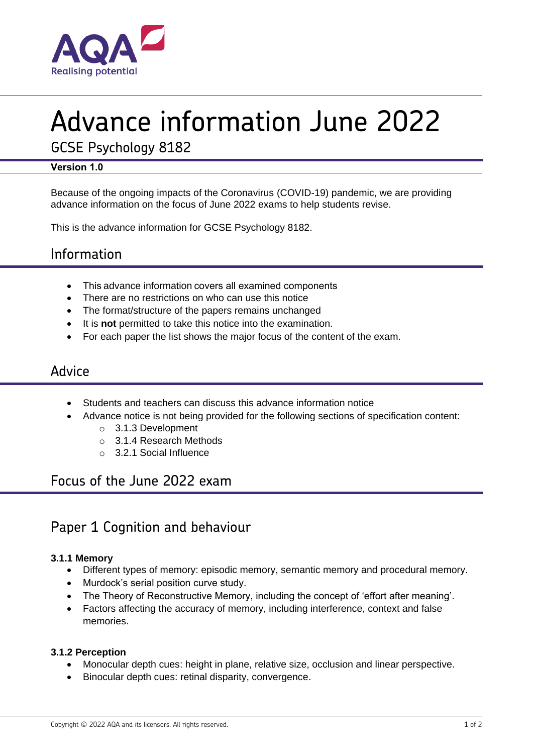# Advance information June 2022

GCSE Psychology 8182

**Version 1.0**

Because of the ongoing impacts of the Coronavirus (COVID-19) pandemic, we are providing advance information on the focus of June 2022 exams to help students revise.

This is the advance information for GCSE Psychology 8182.

## Information

- This advance information covers all examined components
- There are no restrictions on who can use this notice
- The format/structure of the papers remains unchanged
- It is **not** permitted to take this notice into the examination.
- For each paper the list shows the major focus of the content of the exam.

## Advice

- Students and teachers can discuss this advance information notice
- Advance notice is not being provided for the following sections of specification content:
  - 3.1.3 Development
  - 3.1.4 Research Methods
  - 3.2.1 Social Influence

## Focus of the June 2022 exam

## Paper 1 Cognition and behaviour

**3.1.1 Memory**

- Different types of memory: episodic memory, semantic memory and procedural memory.
- Murdock's serial position curve study.
- The Theory of Reconstructive Memory, including the concept of 'effort after meaning'.
- Factors affecting the accuracy of memory, including interference, context and false memories.

**3.1.2 Perception**

- Monocular depth cues: height in plane, relative size, occlusion and linear perspective.
- Binocular depth cues: retinal disparity, convergence.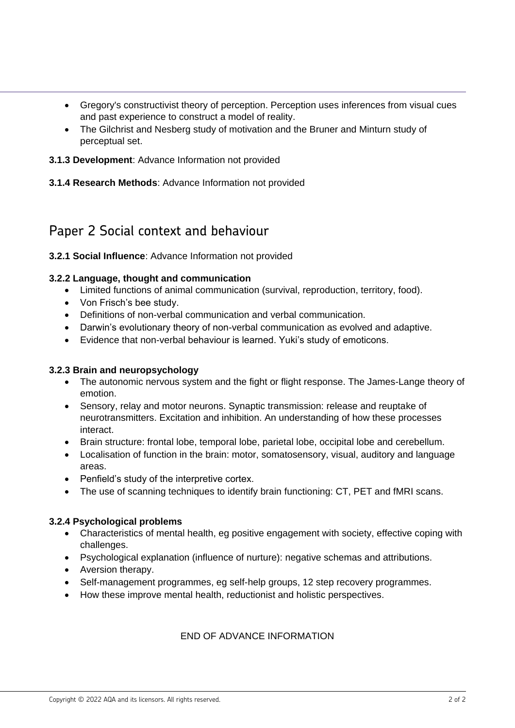- Gregory's constructivist theory of perception. Perception uses inferences from visual cues and past experience to construct a model of reality.
- The Gilchrist and Nesberg study of motivation and the Bruner and Minturn study of perceptual set.

**3.1.3 Development**: Advance Information not provided

**3.1.4 Research Methods**: Advance Information not provided

## Paper 2 Social context and behaviour

**3.2.1 Social Influence**: Advance Information not provided

**3.2.2 Language, thought and communication**

- Limited functions of animal communication (survival, reproduction, territory, food).
- Von Frisch's bee study.
- Definitions of non-verbal communication and verbal communication.
- Darwin's evolutionary theory of non-verbal communication as evolved and adaptive.
- Evidence that non-verbal behaviour is learned. Yuki's study of emoticons.

**3.2.3 Brain and neuropsychology**

- The autonomic nervous system and the fight or flight response. The James-Lange theory of emotion.
- Sensory, relay and motor neurons. Synaptic transmission: release and reuptake of neurotransmitters. Excitation and inhibition. An understanding of how these processes interact.
- Brain structure: frontal lobe, temporal lobe, parietal lobe, occipital lobe and cerebellum.
- Localisation of function in the brain: motor, somatosensory, visual, auditory and language areas.
- Penfield's study of the interpretive cortex.
- The use of scanning techniques to identify brain functioning: CT, PET and fMRI scans.

**3.2.4 Psychological problems**

- Characteristics of mental health, eg positive engagement with society, effective coping with challenges.
- Psychological explanation (influence of nurture): negative schemas and attributions.
- Aversion therapy.
- Self-management programmes, eg self-help groups, 12 step recovery programmes.
- How these improve mental health, reductionist and holistic perspectives.

END OF ADVANCE INFORMATION

Copyright © 2022 AQA and its licensors. All rights reserved.